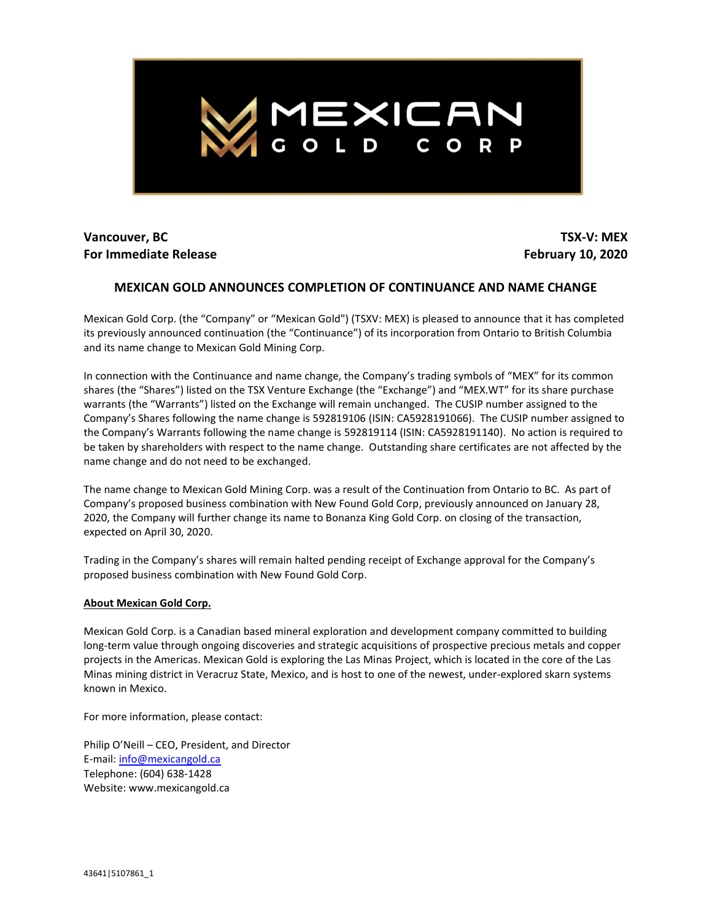**Vancouver, BC**
**For Immediate Release**

**TSX-V: MEX**
**February 10, 2020**

## MEXICAN GOLD ANNOUNCES COMPLETION OF CONTINUANCE AND NAME CHANGE

Mexican Gold Corp. (the "Company" or "Mexican Gold") (TSXV: MEX) is pleased to announce that it has completed its previously announced continuation (the "Continuance") of its incorporation from Ontario to British Columbia and its name change to Mexican Gold Mining Corp.

In connection with the Continuance and name change, the Company's trading symbols of "MEX" for its common shares (the "Shares") listed on the TSX Venture Exchange (the "Exchange") and "MEX.WT" for its share purchase warrants (the "Warrants") listed on the Exchange will remain unchanged. The CUSIP number assigned to the Company's Shares following the name change is 592819106 (ISIN: CA5928191066). The CUSIP number assigned to the Company's Warrants following the name change is 592819114 (ISIN: CA5928191140). No action is required to be taken by shareholders with respect to the name change. Outstanding share certificates are not affected by the name change and do not need to be exchanged.

The name change to Mexican Gold Mining Corp. was a result of the Continuation from Ontario to BC. As part of Company's proposed business combination with New Found Gold Corp, previously announced on January 28, 2020, the Company will further change its name to Bonanza King Gold Corp. on closing of the transaction, expected on April 30, 2020.

Trading in the Company's shares will remain halted pending receipt of Exchange approval for the Company's proposed business combination with New Found Gold Corp.

**About Mexican Gold Corp.**

Mexican Gold Corp. is a Canadian based mineral exploration and development company committed to building long-term value through ongoing discoveries and strategic acquisitions of prospective precious metals and copper projects in the Americas. Mexican Gold is exploring the Las Minas Project, which is located in the core of the Las Minas mining district in Veracruz State, Mexico, and is host to one of the newest, under-explored skarn systems known in Mexico.

For more information, please contact:

Philip O'Neill – CEO, President, and Director
E-mail: info@mexicangold.ca
Telephone: (604) 638-1428
Website: www.mexicangold.ca

43641|5107861_1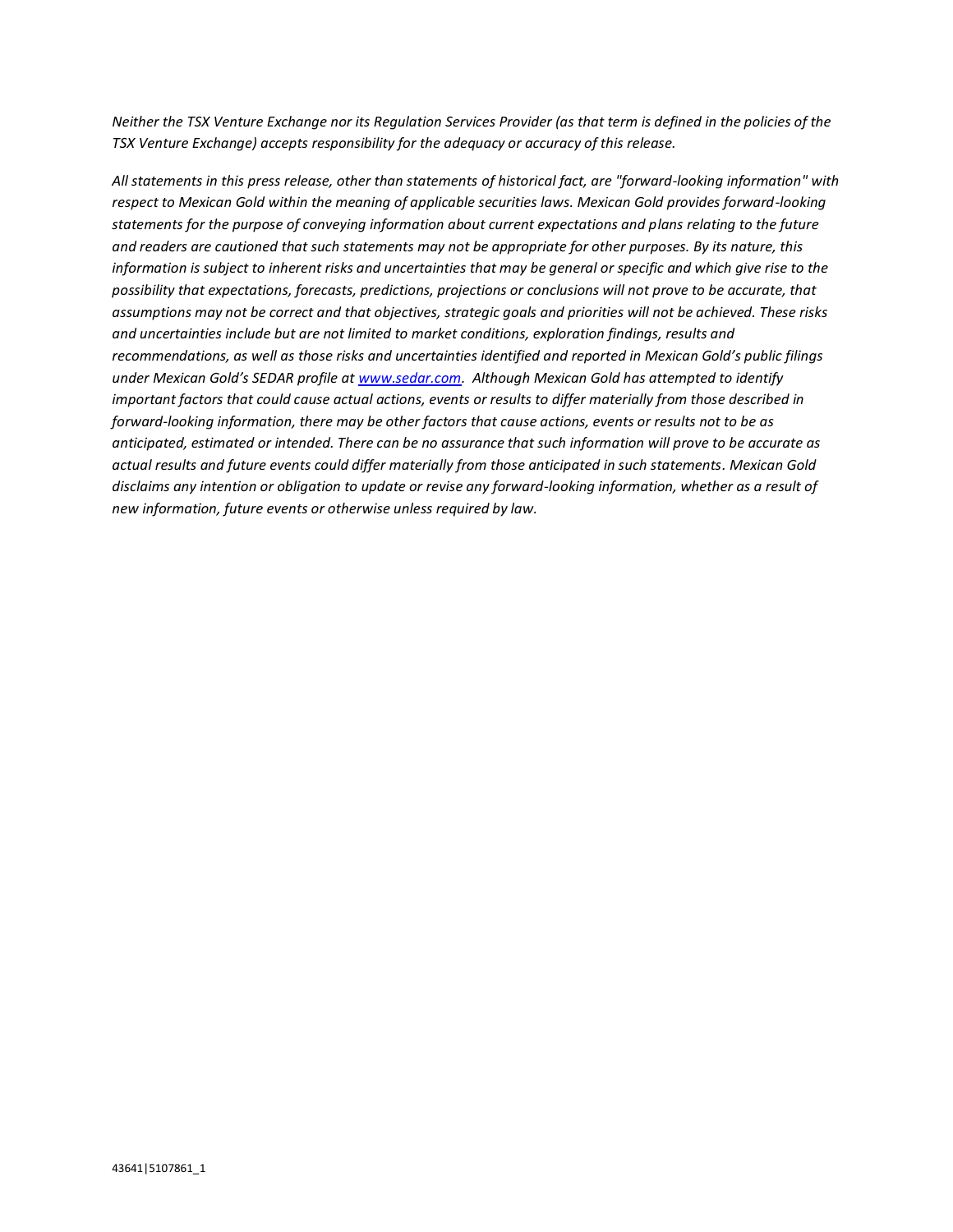*Neither the TSX Venture Exchange nor its Regulation Services Provider (as that term is defined in the policies of the TSX Venture Exchange) accepts responsibility for the adequacy or accuracy of this release.*

*All statements in this press release, other than statements of historical fact, are "forward-looking information" with respect to Mexican Gold within the meaning of applicable securities laws. Mexican Gold provides forward-looking statements for the purpose of conveying information about current expectations and plans relating to the future and readers are cautioned that such statements may not be appropriate for other purposes. By its nature, this information is subject to inherent risks and uncertainties that may be general or specific and which give rise to the possibility that expectations, forecasts, predictions, projections or conclusions will not prove to be accurate, that assumptions may not be correct and that objectives, strategic goals and priorities will not be achieved. These risks and uncertainties include but are not limited to market conditions, exploration findings, results and recommendations, as well as those risks and uncertainties identified and reported in Mexican Gold's public filings under Mexican Gold's SEDAR profile at [www.sedar.com](www.sedar.com). Although Mexican Gold has attempted to identify important factors that could cause actual actions, events or results to differ materially from those described in forward-looking information, there may be other factors that cause actions, events or results not to be as anticipated, estimated or intended. There can be no assurance that such information will prove to be accurate as actual results and future events could differ materially from those anticipated in such statements. Mexican Gold disclaims any intention or obligation to update or revise any forward-looking information, whether as a result of new information, future events or otherwise unless required by law.*

43641|5107861_1